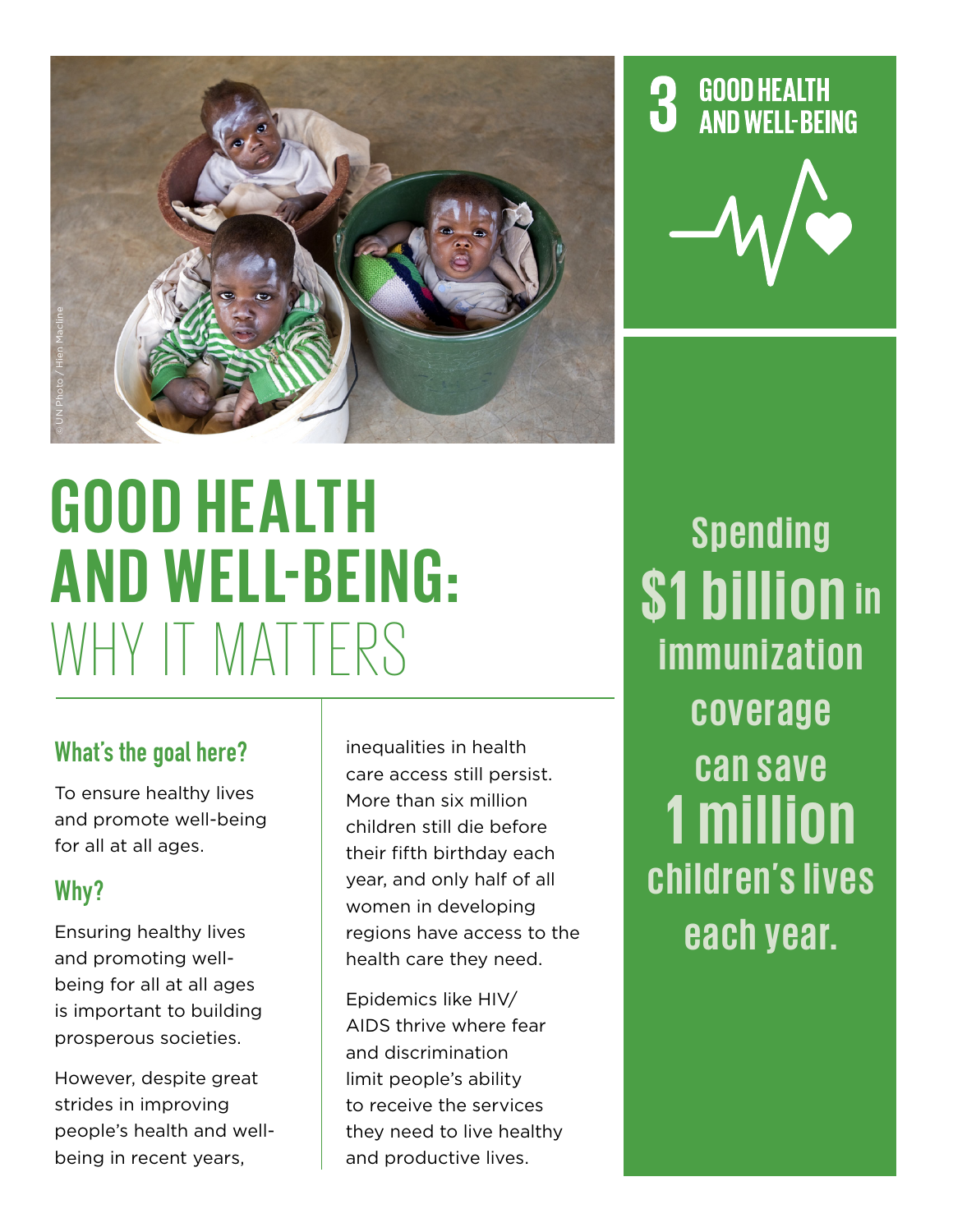# GOOD HEALTH AND WELL-BEING: WHY IT MATTERS

3 GOOD HEALTH AND WELL-BEING

## What's the goal here?

To ensure healthy lives and promote well-being for all at all ages.

## Why?

Ensuring healthy lives and promoting well-being for all at all ages is important to building prosperous societies.

However, despite great strides in improving people's health and well-being in recent years, inequalities in health care access still persist. More than six million children still die before their fifth birthday each year, and only half of all women in developing regions have access to the health care they need.

Epidemics like HIV/AIDS thrive where fear and discrimination limit people's ability to receive the services they need to live healthy and productive lives.

**Spending $1 billion in immunization coverage can save 1 million children's lives each year.**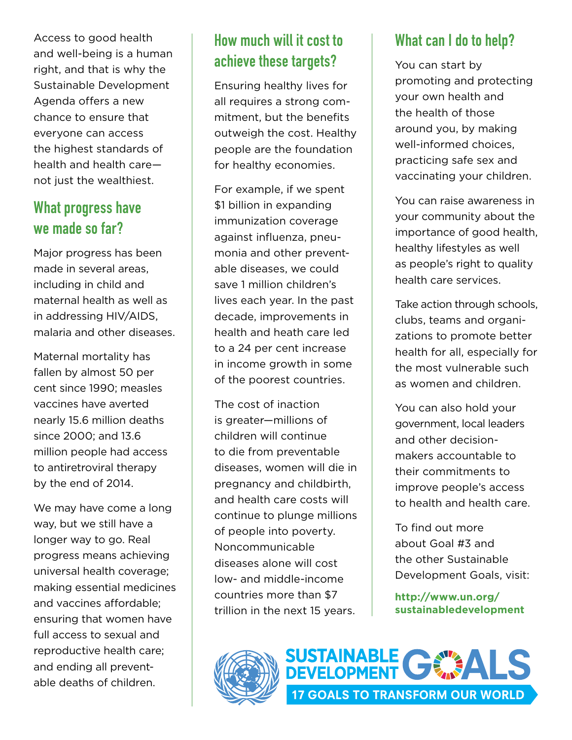Access to good health and well-being is a human right, and that is why the Sustainable Development Agenda offers a new chance to ensure that everyone can access the highest standards of health and health care—not just the wealthiest.

## What progress have we made so far?

Major progress has been made in several areas, including in child and maternal health as well as in addressing HIV/AIDS, malaria and other diseases.

Maternal mortality has fallen by almost 50 per cent since 1990; measles vaccines have averted nearly 15.6 million deaths since 2000; and 13.6 million people had access to antiretroviral therapy by the end of 2014.

We may have come a long way, but we still have a longer way to go. Real progress means achieving universal health coverage; making essential medicines and vaccines affordable; ensuring that women have full access to sexual and reproductive health care; and ending all preventable deaths of children.

## How much will it cost to achieve these targets?

Ensuring healthy lives for all requires a strong commitment, but the benefits outweigh the cost. Healthy people are the foundation for healthy economies.

For example, if we spent $1 billion in expanding immunization coverage against influenza, pneumonia and other preventable diseases, we could save 1 million children's lives each year. In the past decade, improvements in health and heath care led to a 24 per cent increase in income growth in some of the poorest countries.

The cost of inaction is greater—millions of children will continue to die from preventable diseases, women will die in pregnancy and childbirth, and health care costs will continue to plunge millions of people into poverty. Noncommunicable diseases alone will cost low- and middle-income countries more than $7 trillion in the next 15 years.

## What can I do to help?

You can start by promoting and protecting your own health and the health of those around you, by making well-informed choices, practicing safe sex and vaccinating your children.

You can raise awareness in your community about the importance of good health, healthy lifestyles as well as people's right to quality health care services.

Take action through schools, clubs, teams and organizations to promote better health for all, especially for the most vulnerable such as women and children.

You can also hold your government, local leaders and other decision-makers accountable to their commitments to improve people's access to health and health care.

To find out more about Goal #3 and the other Sustainable Development Goals, visit:

**http://www.un.org/sustainabledevelopment**

SUSTAINABLE DEVELOPMENT GOALS

17 GOALS TO TRANSFORM OUR WORLD